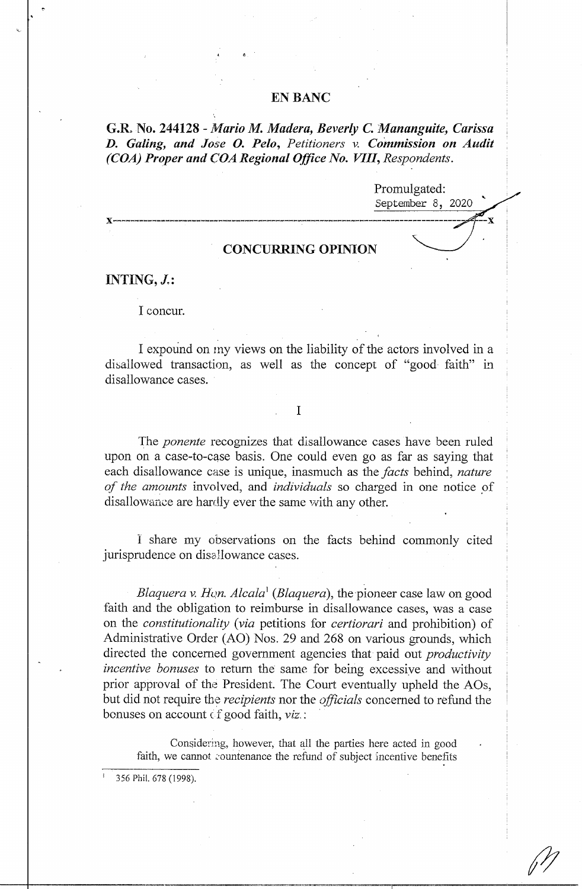**EN BANC**

**G.R. No. 244128** - ***Mario M. Madera, Beverly C. Mananguite, Carissa D. Galing, and Jose O. Pelo,*** *Petitioners v.* ***Commission on Audit (COA) Proper and COA Regional Office No. VIII,*** *Respondents.*

Promulgated:
September 8, 2020

x-----------------------------------------------------------------------------------------x

**CONCURRING OPINION**

**INTING, *J.*:**

I concur.

I expound on my views on the liability of the actors involved in a disallowed transaction, as well as the concept of "good faith" in disallowance cases.

I

The *ponente* recognizes that disallowance cases have been ruled upon on a case-to-case basis. One could even go as far as saying that each disallowance case is unique, inasmuch as the *facts* behind, *nature of the amounts* involved, and *individuals* so charged in one notice of disallowance are hardly ever the same with any other.

I share my observations on the facts behind commonly cited jurisprudence on disallowance cases.

*Blaquera v. Hon. Alcala*[1] (*Blaquera*), the pioneer case law on good faith and the obligation to reimburse in disallowance cases, was a case on the *constitutionality* (*via* petitions for *certiorari* and prohibition) of Administrative Order (AO) Nos. 29 and 268 on various grounds, which directed the concerned government agencies that paid out *productivity incentive bonuses* to return the same for being excessive and without prior approval of the President. The Court eventually upheld the AOs, but did not require the *recipients* nor the *officials* concerned to refund the bonuses on account of good faith, *viz.*:

> Considering, however, that all the parties here acted in good faith, we cannot countenance the refund of subject incentive benefits

---

[1] 356 Phil. 678 (1998).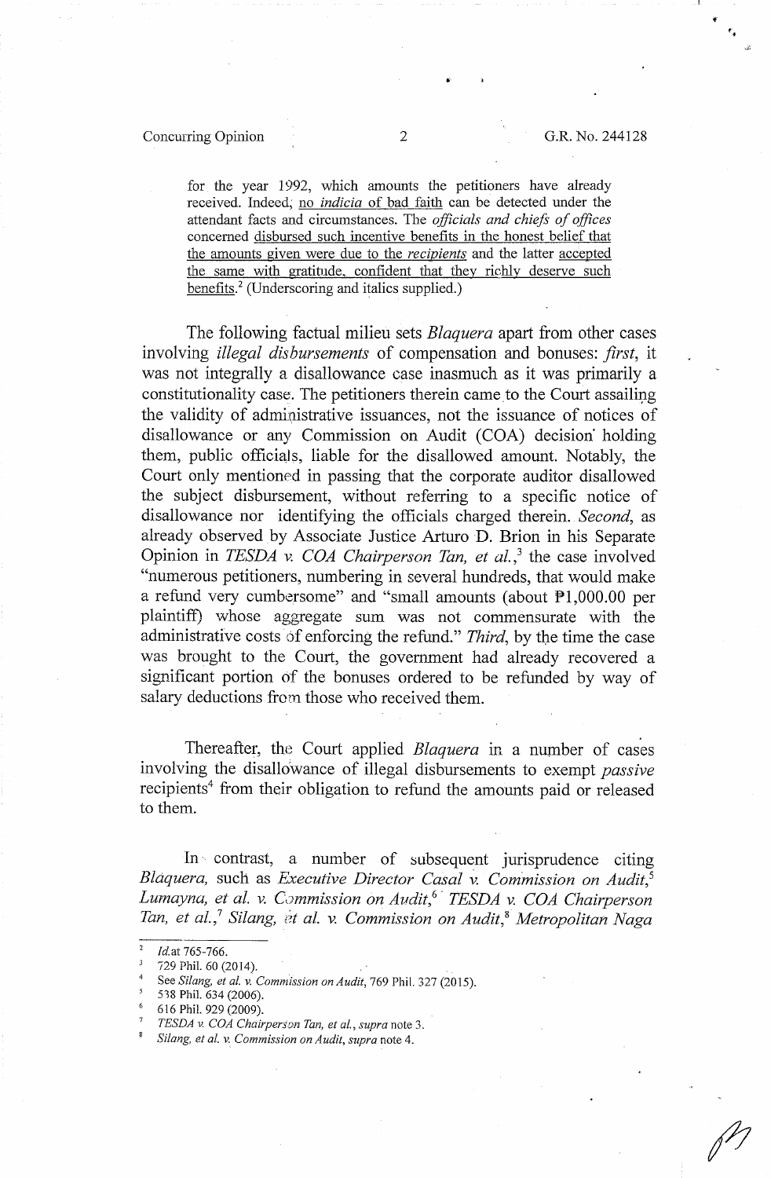> for the year 1992, which amounts the petitioners have already received. Indeed, no *indicia* of bad faith can be detected under the attendant facts and circumstances. The *officials and chiefs of offices* concerned disbursed such incentive benefits in the honest belief that the amounts given were due to the *recipients* and the latter accepted the same with gratitude, confident that they richly deserve such benefits.[2] (Underscoring and italics supplied.)

The following factual milieu sets *Blaquera* apart from other cases involving *illegal disbursements* of compensation and bonuses: *first*, it was not integrally a disallowance case inasmuch as it was primarily a constitutionality case. The petitioners therein came to the Court assailing the validity of administrative issuances, not the issuance of notices of disallowance or any Commission on Audit (COA) decision holding them, public officials, liable for the disallowed amount. Notably, the Court only mentioned in passing that the corporate auditor disallowed the subject disbursement, without referring to a specific notice of disallowance nor identifying the officials charged therein. *Second*, as already observed by Associate Justice Arturo D. Brion in his Separate Opinion in *TESDA v. COA Chairperson Tan, et al.*,[3] the case involved "numerous petitioners, numbering in several hundreds, that would make a refund very cumbersome" and "small amounts (about ₱1,000.00 per plaintiff) whose aggregate sum was not commensurate with the administrative costs of enforcing the refund." *Third*, by the time the case was brought to the Court, the government had already recovered a significant portion of the bonuses ordered to be refunded by way of salary deductions from those who received them.

Thereafter, the Court applied *Blaquera* in a number of cases involving the disallowance of illegal disbursements to exempt *passive* recipients[4] from their obligation to refund the amounts paid or released to them.

In contrast, a number of subsequent jurisprudence citing *Blaquera*, such as *Executive Director Casal v. Commission on Audit*,[5] *Lumayna, et al. v. Commission on Audit*,[6] *TESDA v. COA Chairperson Tan, et al.*,[7] *Silang, et al. v. Commission on Audit*,[8] *Metropolitan Naga*

---

[2] *Id.* at 765-766.

[3] 729 Phil. 60 (2014).

[4] See *Silang, et al. v. Commission on Audit*, 769 Phil. 327 (2015).

[5] 538 Phil. 634 (2006).

[6] 616 Phil. 929 (2009).

[7] *TESDA v. COA Chairperson Tan, et al.*, *supra* note 3.

[8] *Silang, et al. v. Commission on Audit*, *supra* note 4.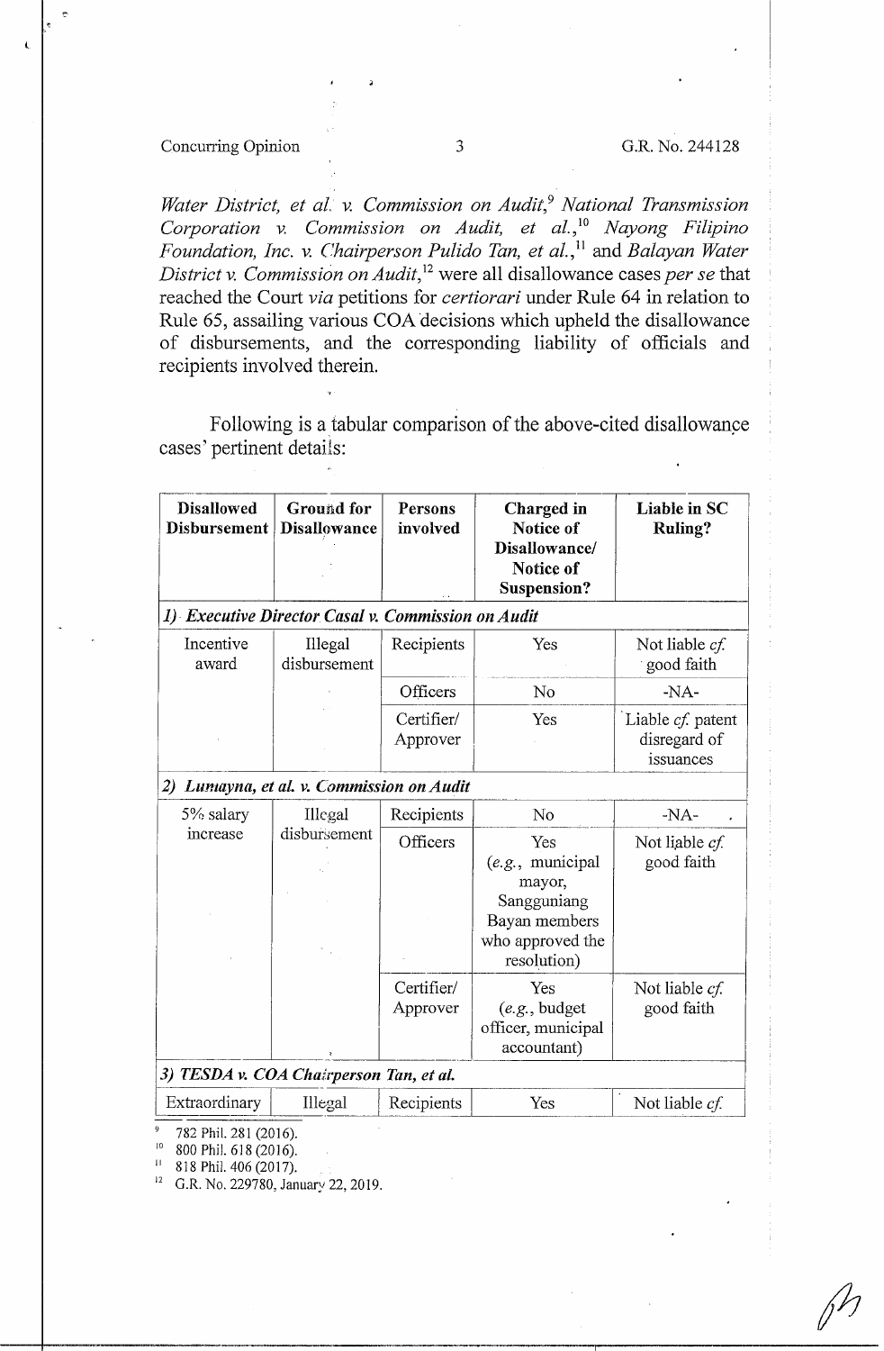*Water District, et al. v. Commission on Audit*,[9] *National Transmission Corporation v. Commission on Audit, et al.*,[10] *Nayong Filipino Foundation, Inc. v. Chairperson Pulido Tan, et al.*,[11] and *Balayan Water District v. Commission on Audit*,[12] were all disallowance cases *per se* that reached the Court *via* petitions for *certiorari* under Rule 64 in relation to Rule 65, assailing various COA decisions which upheld the disallowance of disbursements, and the corresponding liability of officials and recipients involved therein.

Following is a tabular comparison of the above-cited disallowance cases' pertinent details:

| Disallowed Disbursement | Ground for Disallowance | Persons involved | Charged in Notice of Disallowance/ Notice of Suspension? | Liable in SC Ruling? |
|---|---|---|---|---|
| ***1) Executive Director Casal v. Commission on Audit*** | | | | |
| Incentive award | Illegal disbursement | Recipients | Yes | Not liable *cf.* good faith |
| | | Officers | No | -NA- |
| | | Certifier/ Approver | Yes | Liable *cf.* patent disregard of issuances |
| ***2) Lumayna, et al. v. Commission on Audit*** | | | | |
| 5% salary increase | Illegal disbursement | Recipients | No | -NA- |
| | | Officers | Yes (*e.g.*, municipal mayor, Sangguniang Bayan members who approved the resolution) | Not liable *cf.* good faith |
| | | Certifier/ Approver | Yes (*e.g.*, budget officer, municipal accountant) | Not liable *cf.* good faith |
| ***3) TESDA v. COA Chairperson Tan, et al.*** | | | | |
| Extraordinary | Illegal | Recipients | Yes | Not liable *cf.* |

[9] 782 Phil. 281 (2016).

[10] 800 Phil. 618 (2016).

[11] 818 Phil. 406 (2017).

[12] G.R. No. 229780, January 22, 2019.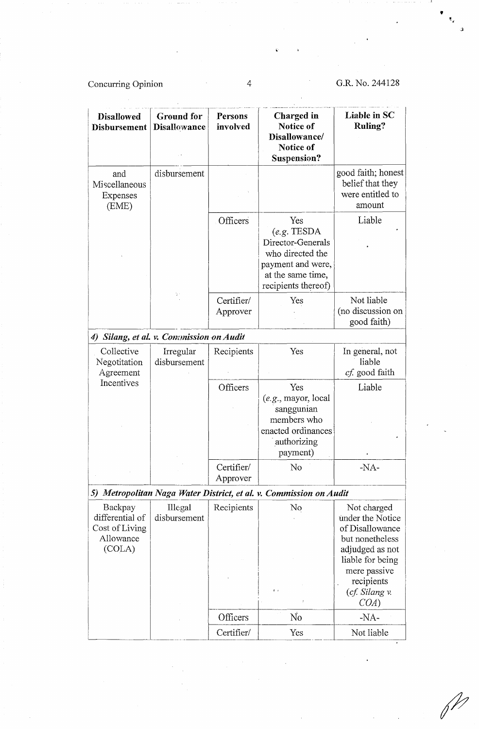| Disallowed Disbursement | Ground for Disallowance | Persons involved | Charged in Notice of Disallowance/ Notice of Suspension? | Liable in SC Ruling? |
|---|---|---|---|---|
| and Miscellaneous Expenses (EME) | disbursement | | | good faith; honest belief that they were entitled to amount |
| | | Officers | Yes (*e.g.* TESDA Director-Generals who directed the payment and were, at the same time, recipients thereof) | Liable |
| | | Certifier/ Approver | Yes | Not liable (no discussion on good faith) |
| ***4) Silang, et al. v. Commission on Audit*** | | | | |
| Collective Negotiation Agreement Incentives | Irregular disbursement | Recipients | Yes | In general, not liable *cf.* good faith |
| | | Officers | Yes (*e.g.*, mayor, local sanggunian members who enacted ordinances authorizing payment) | Liable |
| | | Certifier/ Approver | No | -NA- |
| ***5) Metropolitan Naga Water District, et al. v. Commission on Audit*** | | | | |
| Backpay differential of Cost of Living Allowance (COLA) | Illegal disbursement | Recipients | No | Not charged under the Notice of Disallowance but nonetheless adjudged as not liable for being mere passive recipients (*cf. Silang v. COA*) |
| | | Officers | No | -NA- |
| | | Certifier/ | Yes | Not liable |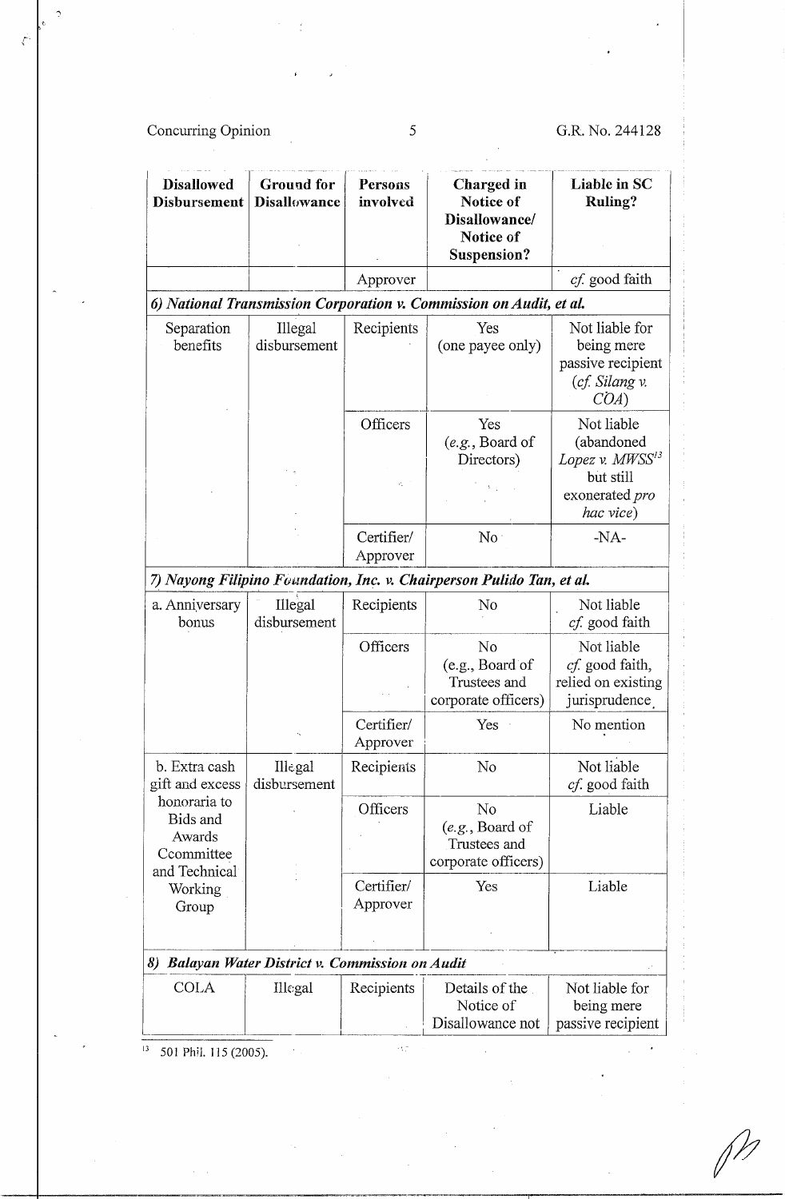| Disallowed Disbursement | Ground for Disallowance | Persons involved | Charged in Notice of Disallowance/ Notice of Suspension? | Liable in SC Ruling? |
|---|---|---|---|---|
| | | Approver | | *cf.* good faith |
| ***6) National Transmission Corporation v. Commission on Audit, et al.*** | | | | |
| Separation benefits | Illegal disbursement | Recipients | Yes (one payee only) | Not liable for being mere passive recipient (*cf. Silang v. COA*) |
| | | Officers | Yes (*e.g.*, Board of Directors) | Not liable (abandoned *Lopez v. MWSS*[13] but still exonerated *pro hac vice*) |
| | | Certifier/ Approver | No | -NA- |
| ***7) Nayong Filipino Foundation, Inc. v. Chairperson Pulido Tan, et al.*** | | | | |
| a. Anniversary bonus | Illegal disbursement | Recipients | No | Not liable *cf.* good faith |
| | | Officers | No (e.g., Board of Trustees and corporate officers) | Not liable *cf.* good faith, relied on existing jurisprudence |
| | | Certifier/ Approver | Yes | No mention |
| b. Extra cash gift and excess honoraria to Bids and Awards Ccommittee and Technical Working Group | Illegal disbursement | Recipients | No | Not liable *cf.* good faith |
| | | Officers | No (*e.g.*, Board of Trustees and corporate officers) | Liable |
| | | Certifier/ Approver | Yes | Liable |
| ***8) Balayan Water District v. Commission on Audit*** | | | | |
| COLA | Illegal | Recipients | Details of the Notice of Disallowance not | Not liable for being mere passive recipient |

[13] 501 Phil. 115 (2005).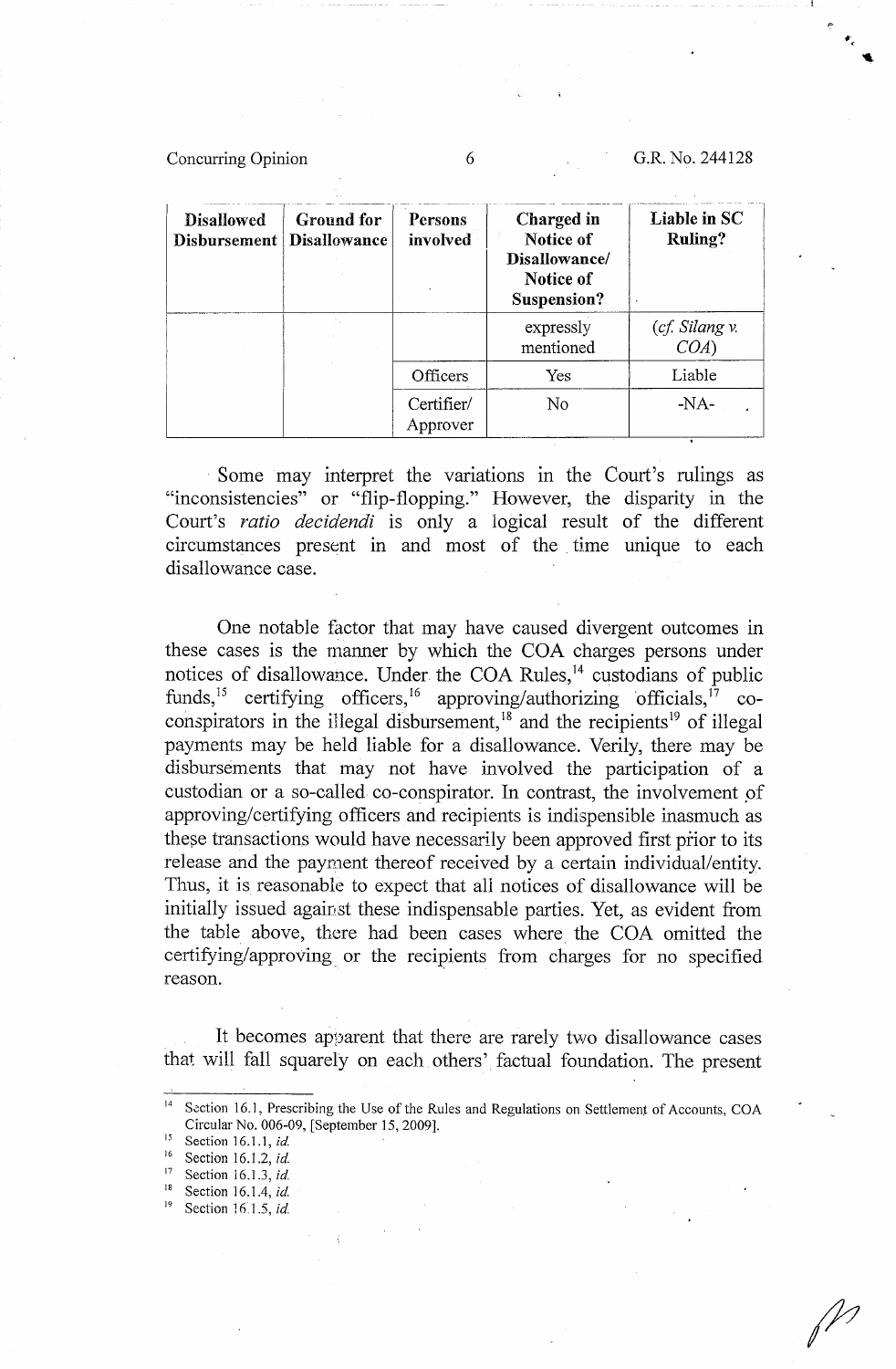| Disallowed Disbursement | Ground for Disallowance | Persons involved | Charged in Notice of Disallowance/ Notice of Suspension? | Liable in SC Ruling? |
|---|---|---|---|---|
| | | | expressly mentioned | (*cf. Silang v. COA*) |
| | | Officers | Yes | Liable |
| | | Certifier/ Approver | No | -NA- |

Some may interpret the variations in the Court's rulings as "inconsistencies" or "flip-flopping." However, the disparity in the Court's *ratio decidendi* is only a logical result of the different circumstances present in and most of the time unique to each disallowance case.

One notable factor that may have caused divergent outcomes in these cases is the manner by which the COA charges persons under notices of disallowance. Under the COA Rules,[14] custodians of public funds,[15] certifying officers,[16] approving/authorizing officials,[17] co-conspirators in the illegal disbursement,[18] and the recipients[19] of illegal payments may be held liable for a disallowance. Verily, there may be disbursements that may not have involved the participation of a custodian or a so-called co-conspirator. In contrast, the involvement of approving/certifying officers and recipients is indispensible inasmuch as these transactions would have necessarily been approved first prior to its release and the payment thereof received by a certain individual/entity. Thus, it is reasonable to expect that all notices of disallowance will be initially issued against these indispensable parties. Yet, as evident from the table above, there had been cases where the COA omitted the certifying/approving or the recipients from charges for no specified reason.

It becomes apparent that there are rarely two disallowance cases that will fall squarely on each others' factual foundation. The present

---

[14] Section 16.1, Prescribing the Use of the Rules and Regulations on Settlement of Accounts, COA Circular No. 006-09, [September 15, 2009].

[15] Section 16.1.1, *id.*

[16] Section 16.1.2, *id.*

[17] Section 16.1.3, *id.*

[18] Section 16.1.4, *id.*

[19] Section 16.1.5, *id.*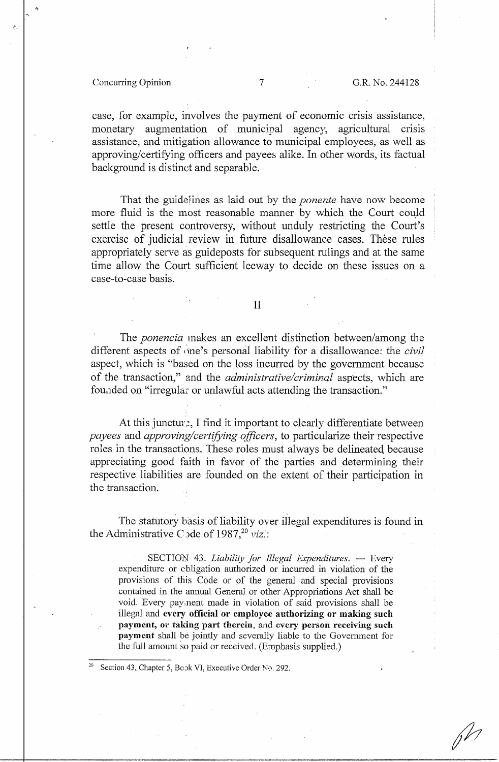case, for example, involves the payment of economic crisis assistance, monetary augmentation of municipal agency, agricultural crisis assistance, and mitigation allowance to municipal employees, as well as approving/certifying officers and payees alike. In other words, its factual background is distinct and separable.

That the guidelines as laid out by the *ponente* have now become more fluid is the most reasonable manner by which the Court could settle the present controversy, without unduly restricting the Court's exercise of judicial review in future disallowance cases. These rules appropriately serve as guideposts for subsequent rulings and at the same time allow the Court sufficient leeway to decide on these issues on a case-to-case basis.

## II

The *ponencia* makes an excellent distinction between/among the different aspects of one's personal liability for a disallowance: the *civil* aspect, which is "based on the loss incurred by the government because of the transaction," and the *administrative/criminal* aspects, which are founded on "irregular or unlawful acts attending the transaction."

At this juncture, I find it important to clearly differentiate between *payees* and *approving/certifying officers*, to particularize their respective roles in the transactions. These roles must always be delineated because appreciating good faith in favor of the parties and determining their respective liabilities are founded on the extent of their participation in the transaction.

The statutory basis of liability over illegal expenditures is found in the Administrative Code of 1987,[20] *viz.*:

> SECTION 43. *Liability for Illegal Expenditures*. — Every expenditure or obligation authorized or incurred in violation of the provisions of this Code or of the general and special provisions contained in the annual General or other Appropriations Act shall be void. Every payment made in violation of said provisions shall be illegal and **every official or employee authorizing or making such payment, or taking part therein**, and **every person receiving such payment** shall be jointly and severally liable to the Government for the full amount so paid or received. (Emphasis supplied.)

[20] Section 43, Chapter 5, Book VI, Executive Order No. 292.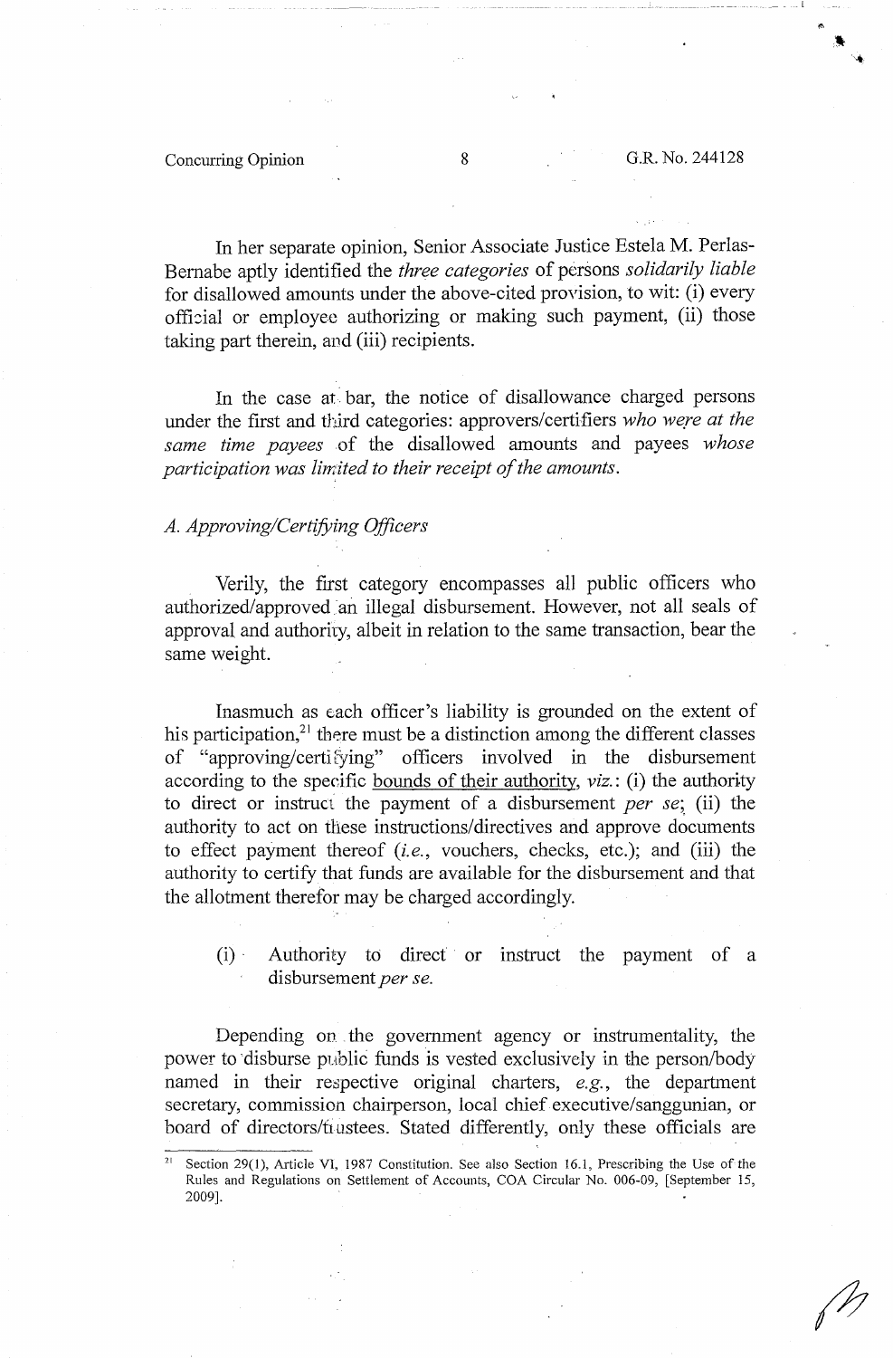In her separate opinion, Senior Associate Justice Estela M. Perlas-Bernabe aptly identified the *three categories* of persons *solidarily liable* for disallowed amounts under the above-cited provision, to wit: (i) every official or employee authorizing or making such payment, (ii) those taking part therein, and (iii) recipients.

In the case at bar, the notice of disallowance charged persons under the first and third categories: approvers/certifiers *who were at the same time payees* of the disallowed amounts and payees *whose participation was limited to their receipt of the amounts*.

*A. Approving/Certifying Officers*

Verily, the first category encompasses all public officers who authorized/approved an illegal disbursement. However, not all seals of approval and authority, albeit in relation to the same transaction, bear the same weight.

Inasmuch as each officer's liability is grounded on the extent of his participation,[21] there must be a distinction among the different classes of "approving/certifying" officers involved in the disbursement according to the specific bounds of their authority, *viz.*: (i) the authority to direct or instruct the payment of a disbursement *per se*; (ii) the authority to act on these instructions/directives and approve documents to effect payment thereof (*i.e.*, vouchers, checks, etc.); and (iii) the authority to certify that funds are available for the disbursement and that the allotment therefor may be charged accordingly.

(i) Authority to direct or instruct the payment of a disbursement *per se*.

Depending on the government agency or instrumentality, the power to disburse public funds is vested exclusively in the person/body named in their respective original charters, *e.g.*, the department secretary, commission chairperson, local chief executive/sanggunian, or board of directors/trustees. Stated differently, only these officials are

---

[21] Section 29(1), Article VI, 1987 Constitution. See also Section 16.1, Prescribing the Use of the Rules and Regulations on Settlement of Accounts, COA Circular No. 006-09, [September 15, 2009].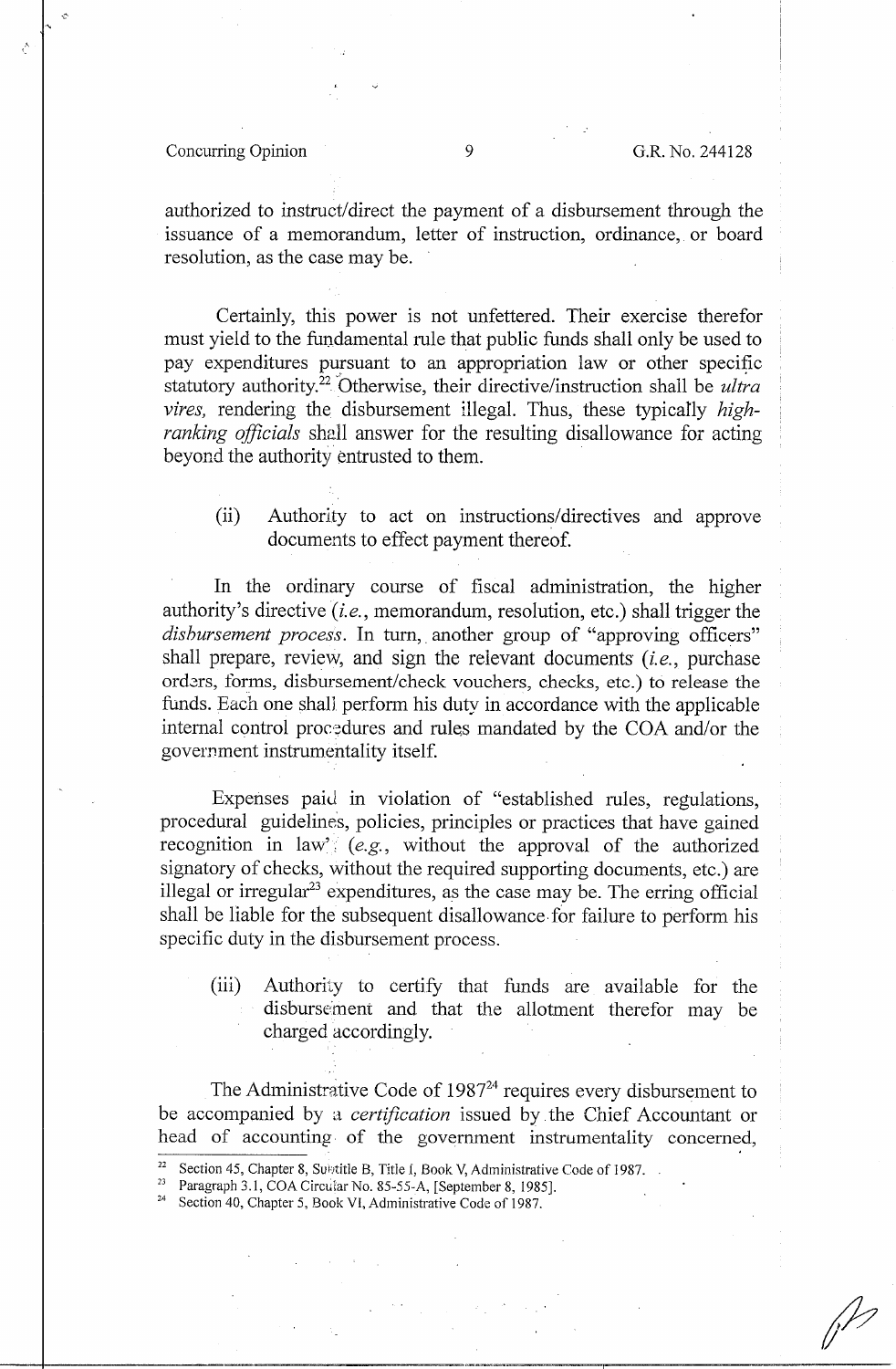authorized to instruct/direct the payment of a disbursement through the issuance of a memorandum, letter of instruction, ordinance, or board resolution, as the case may be.

Certainly, this power is not unfettered. Their exercise therefor must yield to the fundamental rule that public funds shall only be used to pay expenditures pursuant to an appropriation law or other specific statutory authority.[22] Otherwise, their directive/instruction shall be *ultra vires,* rendering the disbursement illegal. Thus, these typically *high-ranking officials* shall answer for the resulting disallowance for acting beyond the authority entrusted to them.

(ii) Authority to act on instructions/directives and approve documents to effect payment thereof.

In the ordinary course of fiscal administration, the higher authority's directive (*i.e.*, memorandum, resolution, etc.) shall trigger the *disbursement process*. In turn, another group of "approving officers" shall prepare, review, and sign the relevant documents (*i.e.*, purchase orders, forms, disbursement/check vouchers, checks, etc.) to release the funds. Each one shall perform his duty in accordance with the applicable internal control procedures and rules mandated by the COA and/or the government instrumentality itself.

Expenses paid in violation of "established rules, regulations, procedural guidelines, policies, principles or practices that have gained recognition in law" (*e.g.*, without the approval of the authorized signatory of checks, without the required supporting documents, etc.) are illegal or irregular[23] expenditures, as the case may be. The erring official shall be liable for the subsequent disallowance for failure to perform his specific duty in the disbursement process.

(iii) Authority to certify that funds are available for the disbursement and that the allotment therefor may be charged accordingly.

The Administrative Code of 1987[24] requires every disbursement to be accompanied by a *certification* issued by the Chief Accountant or head of accounting of the government instrumentality concerned,

---

[22] Section 45, Chapter 8, Subtitle B, Title I, Book V, Administrative Code of 1987.

[23] Paragraph 3.1, COA Circular No. 85-55-A, [September 8, 1985].

[24] Section 40, Chapter 5, Book VI, Administrative Code of 1987.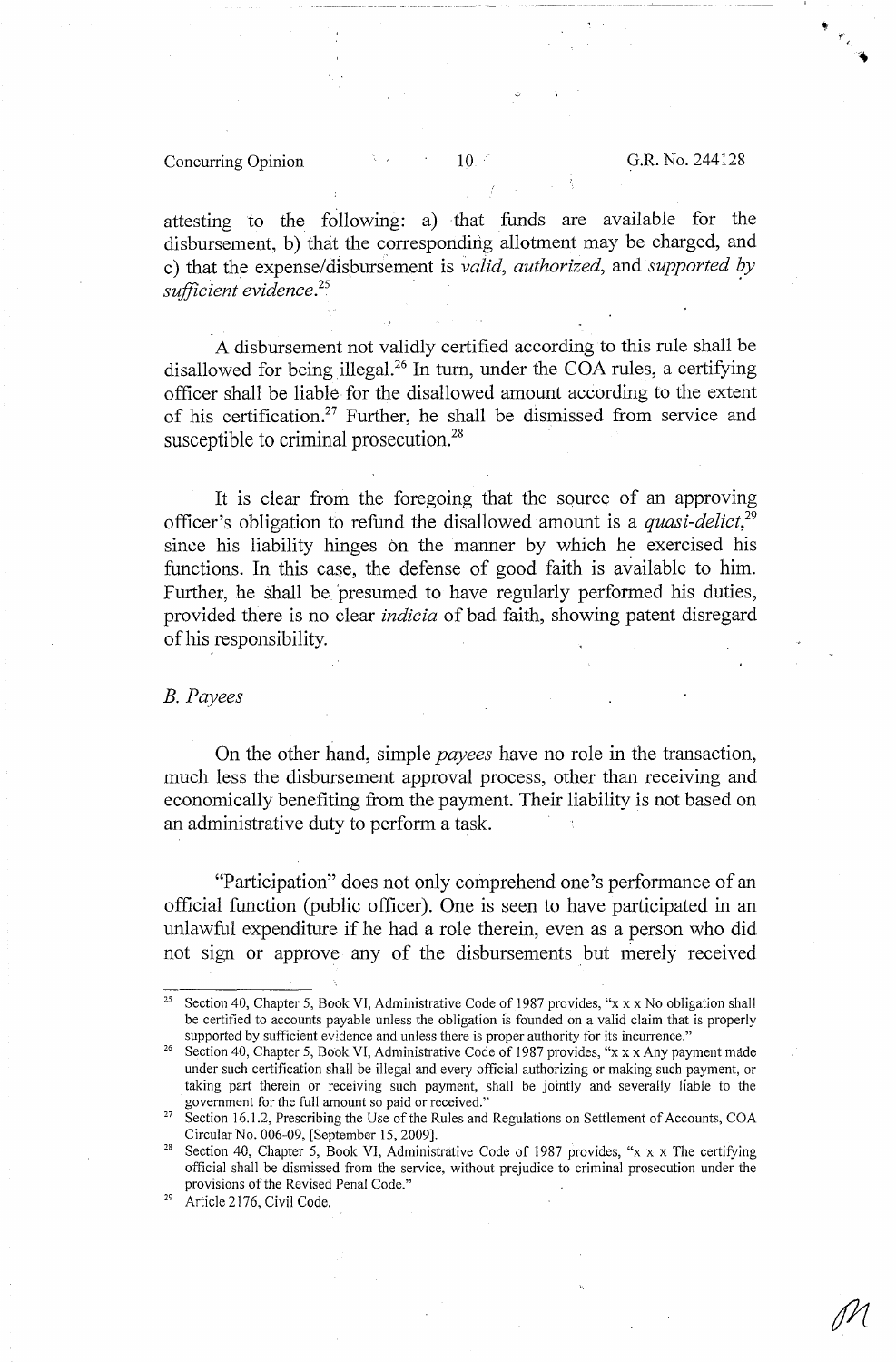attesting to the following: a) that funds are available for the disbursement, b) that the corresponding allotment may be charged, and c) that the expense/disbursement is *valid, authorized,* and *supported by sufficient evidence.*[25]

A disbursement not validly certified according to this rule shall be disallowed for being illegal.[26] In turn, under the COA rules, a certifying officer shall be liable for the disallowed amount according to the extent of his certification.[27] Further, he shall be dismissed from service and susceptible to criminal prosecution.[28]

It is clear from the foregoing that the source of an approving officer's obligation to refund the disallowed amount is a *quasi-delict*,[29] since his liability hinges on the manner by which he exercised his functions. In this case, the defense of good faith is available to him. Further, he shall be presumed to have regularly performed his duties, provided there is no clear *indicia* of bad faith, showing patent disregard of his responsibility.

*B. Payees*

On the other hand, simple *payees* have no role in the transaction, much less the disbursement approval process, other than receiving and economically benefiting from the payment. Their liability is not based on an administrative duty to perform a task.

"Participation" does not only comprehend one's performance of an official function (public officer). One is seen to have participated in an unlawful expenditure if he had a role therein, even as a person who did not sign or approve any of the disbursements but merely received

---

[25] Section 40, Chapter 5, Book VI, Administrative Code of 1987 provides, "x x x No obligation shall be certified to accounts payable unless the obligation is founded on a valid claim that is properly supported by sufficient evidence and unless there is proper authority for its incurrence."

[26] Section 40, Chapter 5, Book VI, Administrative Code of 1987 provides, "x x x Any payment made under such certification shall be illegal and every official authorizing or making such payment, or taking part therein or receiving such payment, shall be jointly and severally liable to the government for the full amount so paid or received."

[27] Section 16.1.2, Prescribing the Use of the Rules and Regulations on Settlement of Accounts, COA Circular No. 006-09, [September 15, 2009].

[28] Section 40, Chapter 5, Book VI, Administrative Code of 1987 provides, "x x x The certifying official shall be dismissed from the service, without prejudice to criminal prosecution under the provisions of the Revised Penal Code."

[29] Article 2176, Civil Code.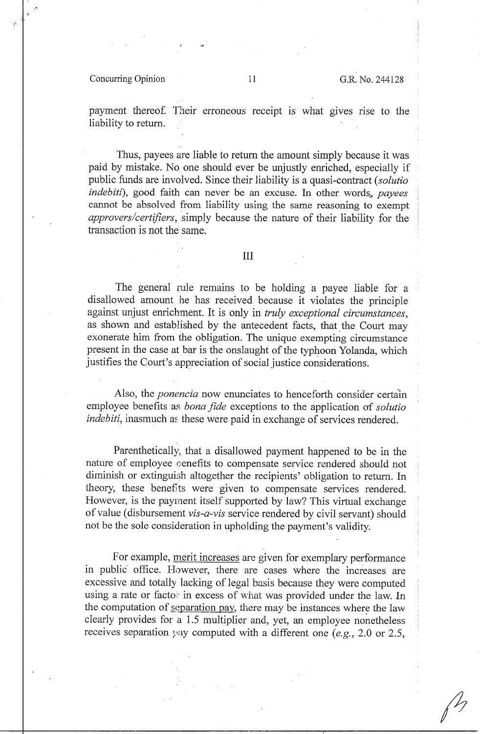payment thereof. Their erroneous receipt is what gives rise to the liability to return.

Thus, payees are liable to return the amount simply because it was paid by mistake. No one should ever be unjustly enriched, especially if public funds are involved. Since their liability is a quasi-contract (*solutio indebiti*), good faith can never be an excuse. In other words, *payees* cannot be absolved from liability using the same reasoning to exempt *approvers/certifiers*, simply because the nature of their liability for the transaction is not the same.

III

The general rule remains to be holding a payee liable for a disallowed amount he has received because it violates the principle against unjust enrichment. It is only in *truly exceptional circumstances*, as shown and established by the antecedent facts, that the Court may exonerate him from the obligation. The unique exempting circumstance present in the case at bar is the onslaught of the typhoon Yolanda, which justifies the Court's appreciation of social justice considerations.

Also, the *ponencia* now enunciates to henceforth consider certain employee benefits as *bona fide* exceptions to the application of *solutio indebiti*, inasmuch as these were paid in exchange of services rendered.

Parenthetically, that a disallowed payment happened to be in the nature of employee benefits to compensate service rendered should not diminish or extinguish altogether the recipients' obligation to return. In theory, these benefits were given to compensate services rendered. However, is the payment itself supported by law? This virtual exchange of value (disbursement *vis-a-vis* service rendered by civil servant) should not be the sole consideration in upholding the payment's validity.

For example, merit increases are given for exemplary performance in public office. However, there are cases where the increases are excessive and totally lacking of legal basis because they were computed using a rate or factor in excess of what was provided under the law. In the computation of separation pay, there may be instances where the law clearly provides for a 1.5 multiplier and, yet, an employee nonetheless receives separation pay computed with a different one (*e.g.*, 2.0 or 2.5,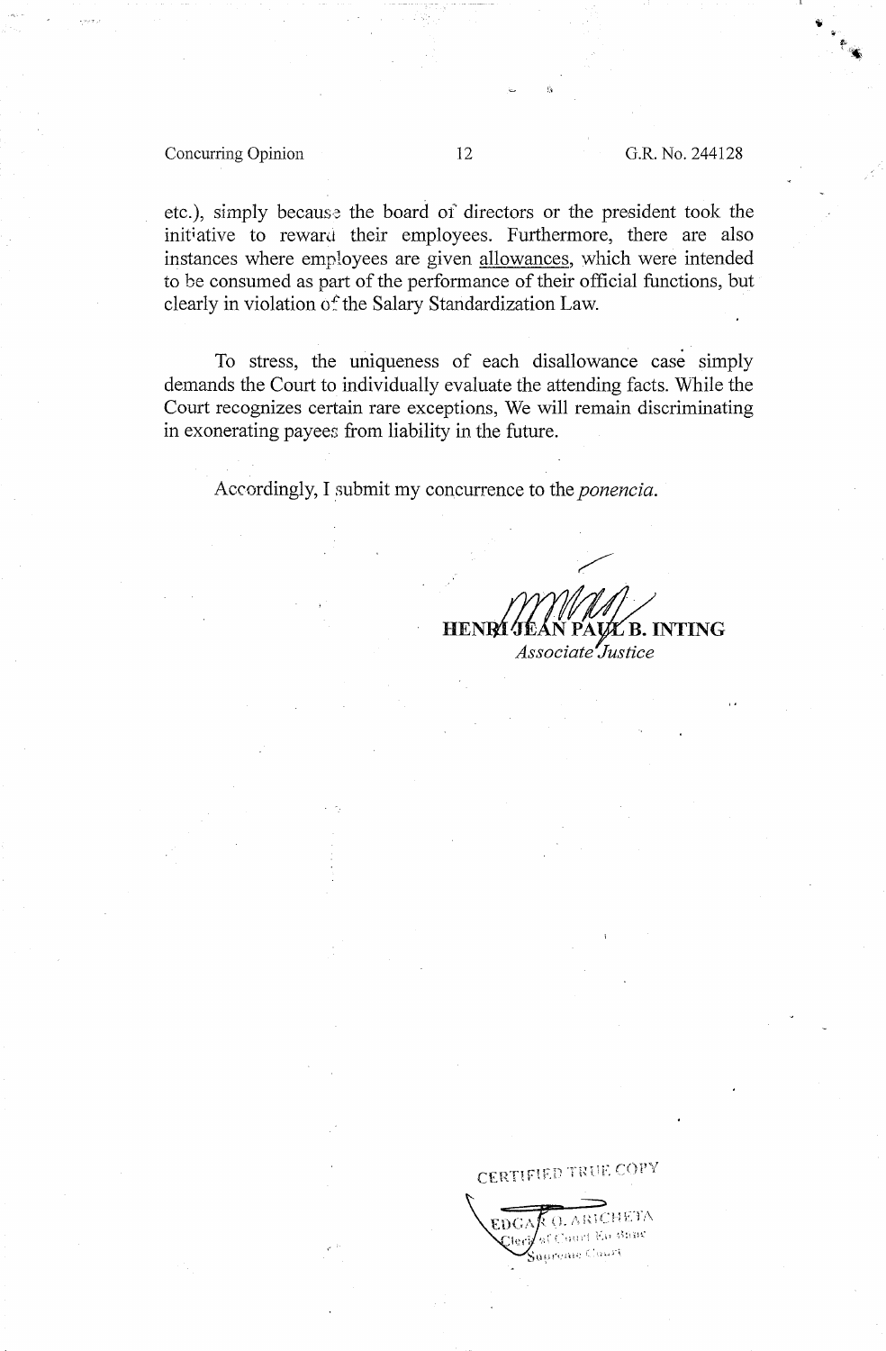etc.), simply because the board of directors or the president took the initiative to reward their employees. Furthermore, there are also instances where employees are given <u>allowances</u>, which were intended to be consumed as part of the performance of their official functions, but clearly in violation of the Salary Standardization Law.

To stress, the uniqueness of each disallowance case simply demands the Court to individually evaluate the attending facts. While the Court recognizes certain rare exceptions, We will remain discriminating in exonerating payees from liability in the future.

Accordingly, I submit my concurrence to the *ponencia*.

**HENRI JEAN PAUL B. INTING**
*Associate Justice*

CERTIFIED TRUE COPY

EDGAR O. ARICHETA
Clerk of Court En Banc
Supreme Court